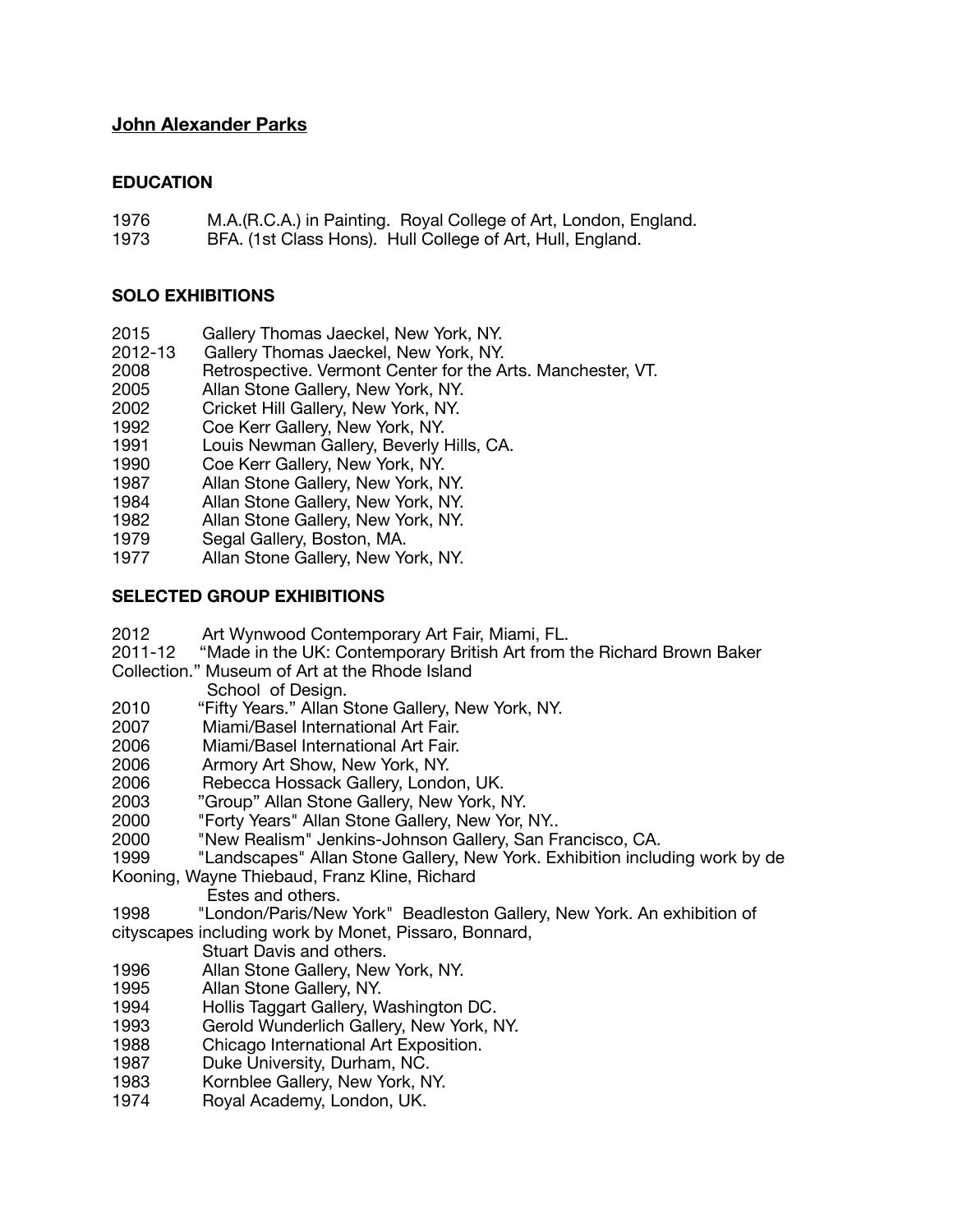**John Alexander Parks**

## EDUCATION

1976 M.A.(R.C.A.) in Painting. Royal College of Art, London, England.
1973 BFA. (1st Class Hons). Hull College of Art, Hull, England.

## SOLO EXHIBITIONS

2015 Gallery Thomas Jaeckel, New York, NY.
2012-13 Gallery Thomas Jaeckel, New York, NY.
2008 Retrospective. Vermont Center for the Arts. Manchester, VT.
2005 Allan Stone Gallery, New York, NY.
2002 Cricket Hill Gallery, New York, NY.
1992 Coe Kerr Gallery, New York, NY.
1991 Louis Newman Gallery, Beverly Hills, CA.
1990 Coe Kerr Gallery, New York, NY.
1987 Allan Stone Gallery, New York, NY.
1984 Allan Stone Gallery, New York, NY.
1982 Allan Stone Gallery, New York, NY.
1979 Segal Gallery, Boston, MA.
1977 Allan Stone Gallery, New York, NY.

## SELECTED GROUP EXHIBITIONS

2012 Art Wynwood Contemporary Art Fair, Miami, FL.
2011-12 "Made in the UK: Contemporary British Art from the Richard Brown Baker Collection." Museum of Art at the Rhode Island School of Design.
2010 "Fifty Years." Allan Stone Gallery, New York, NY.
2007 Miami/Basel International Art Fair.
2006 Miami/Basel International Art Fair.
2006 Armory Art Show, New York, NY.
2006 Rebecca Hossack Gallery, London, UK.
2003 "Group" Allan Stone Gallery, New York, NY.
2000 "Forty Years" Allan Stone Gallery, New Yor, NY..
2000 "New Realism" Jenkins-Johnson Gallery, San Francisco, CA.
1999 "Landscapes" Allan Stone Gallery, New York. Exhibition including work by de Kooning, Wayne Thiebaud, Franz Kline, Richard Estes and others.
1998 "London/Paris/New York" Beadleston Gallery, New York. An exhibition of cityscapes including work by Monet, Pissaro, Bonnard, Stuart Davis and others.
1996 Allan Stone Gallery, New York, NY.
1995 Allan Stone Gallery, NY.
1994 Hollis Taggart Gallery, Washington DC.
1993 Gerold Wunderlich Gallery, New York, NY.
1988 Chicago International Art Exposition.
1987 Duke University, Durham, NC.
1983 Kornblee Gallery, New York, NY.
1974 Royal Academy, London, UK.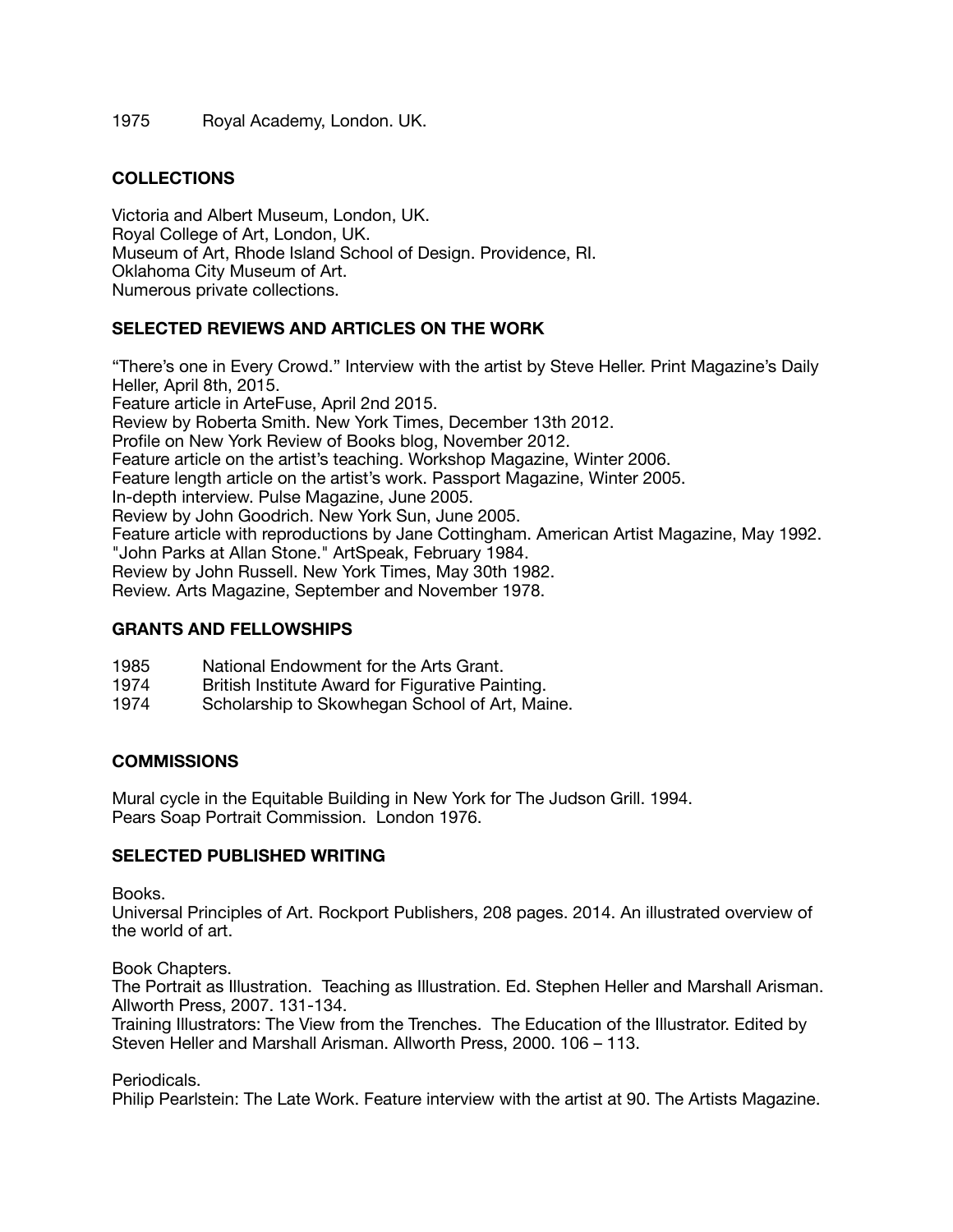1975 Royal Academy, London. UK.

## COLLECTIONS

Victoria and Albert Museum, London, UK.
Royal College of Art, London, UK.
Museum of Art, Rhode Island School of Design. Providence, RI.
Oklahoma City Museum of Art.
Numerous private collections.

## SELECTED REVIEWS AND ARTICLES ON THE WORK

"There's one in Every Crowd." Interview with the artist by Steve Heller. Print Magazine's Daily Heller, April 8th, 2015.
Feature article in ArteFuse, April 2nd 2015.
Review by Roberta Smith. New York Times, December 13th 2012.
Profile on New York Review of Books blog, November 2012.
Feature article on the artist's teaching. Workshop Magazine, Winter 2006.
Feature length article on the artist's work. Passport Magazine, Winter 2005.
In-depth interview. Pulse Magazine, June 2005.
Review by John Goodrich. New York Sun, June 2005.
Feature article with reproductions by Jane Cottingham. American Artist Magazine, May 1992.
"John Parks at Allan Stone." ArtSpeak, February 1984.
Review by John Russell. New York Times, May 30th 1982.
Review. Arts Magazine, September and November 1978.

## GRANTS AND FELLOWSHIPS

1985 National Endowment for the Arts Grant.
1974 British Institute Award for Figurative Painting.
1974 Scholarship to Skowhegan School of Art, Maine.

## COMMISSIONS

Mural cycle in the Equitable Building in New York for The Judson Grill. 1994.
Pears Soap Portrait Commission. London 1976.

## SELECTED PUBLISHED WRITING

Books.
Universal Principles of Art. Rockport Publishers, 208 pages. 2014. An illustrated overview of the world of art.

Book Chapters.
The Portrait as Illustration. Teaching as Illustration. Ed. Stephen Heller and Marshall Arisman. Allworth Press, 2007. 131-134.
Training Illustrators: The View from the Trenches. The Education of the Illustrator. Edited by Steven Heller and Marshall Arisman. Allworth Press, 2000. 106 – 113.

Periodicals.
Philip Pearlstein: The Late Work. Feature interview with the artist at 90. The Artists Magazine.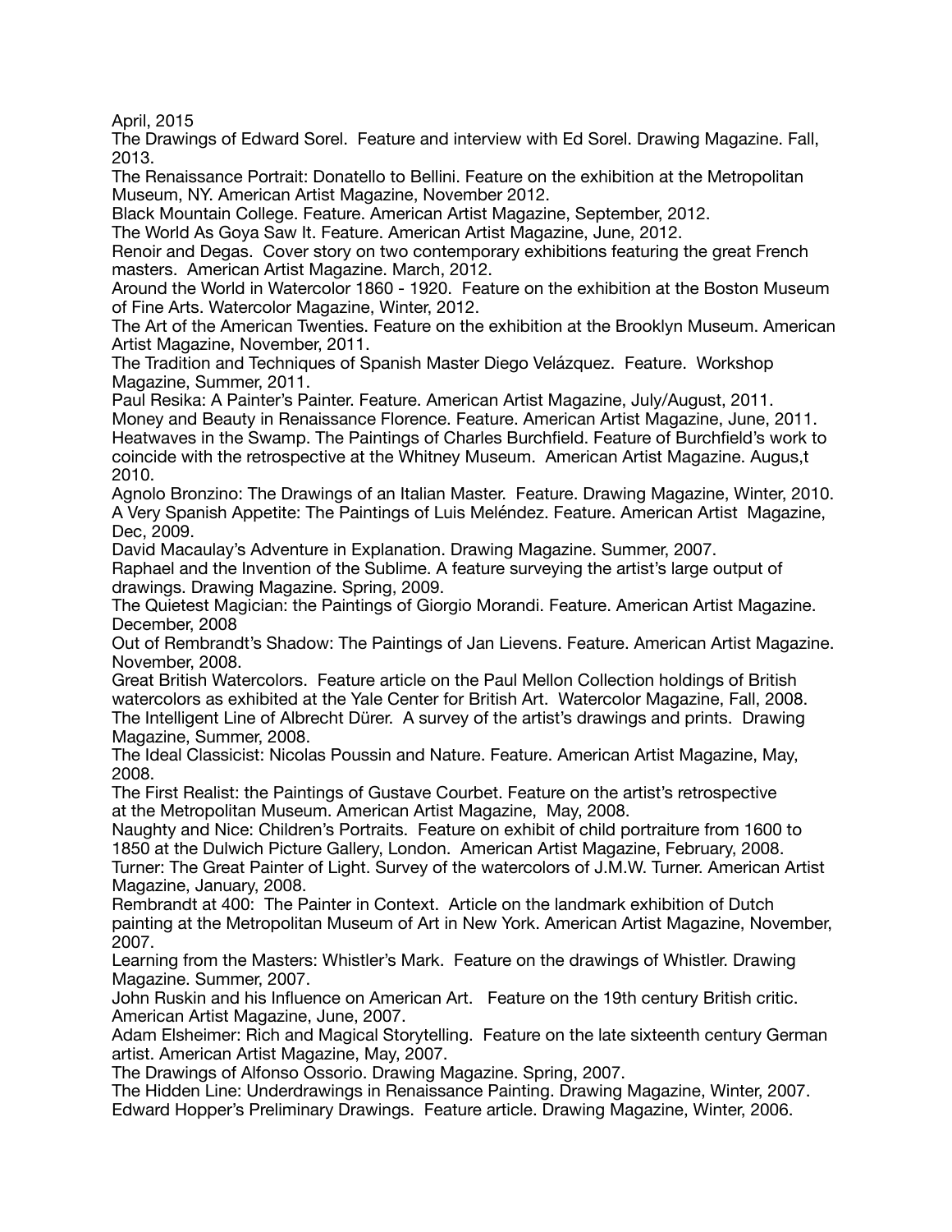April, 2015

The Drawings of Edward Sorel. Feature and interview with Ed Sorel. Drawing Magazine. Fall, 2013.

The Renaissance Portrait: Donatello to Bellini. Feature on the exhibition at the Metropolitan Museum, NY. American Artist Magazine, November 2012.

Black Mountain College. Feature. American Artist Magazine, September, 2012.

The World As Goya Saw It. Feature. American Artist Magazine, June, 2012.

Renoir and Degas. Cover story on two contemporary exhibitions featuring the great French masters. American Artist Magazine. March, 2012.

Around the World in Watercolor 1860 - 1920. Feature on the exhibition at the Boston Museum of Fine Arts. Watercolor Magazine, Winter, 2012.

The Art of the American Twenties. Feature on the exhibition at the Brooklyn Museum. American Artist Magazine, November, 2011.

The Tradition and Techniques of Spanish Master Diego Velázquez. Feature. Workshop Magazine, Summer, 2011.

Paul Resika: A Painter's Painter. Feature. American Artist Magazine, July/August, 2011.

Money and Beauty in Renaissance Florence. Feature. American Artist Magazine, June, 2011.

Heatwaves in the Swamp. The Paintings of Charles Burchfield. Feature of Burchfield's work to coincide with the retrospective at the Whitney Museum. American Artist Magazine. Augus,t 2010.

Agnolo Bronzino: The Drawings of an Italian Master. Feature. Drawing Magazine, Winter, 2010.

A Very Spanish Appetite: The Paintings of Luis Meléndez. Feature. American Artist Magazine, Dec, 2009.

David Macaulay's Adventure in Explanation. Drawing Magazine. Summer, 2007.

Raphael and the Invention of the Sublime. A feature surveying the artist's large output of drawings. Drawing Magazine. Spring, 2009.

The Quietest Magician: the Paintings of Giorgio Morandi. Feature. American Artist Magazine. December, 2008

Out of Rembrandt's Shadow: The Paintings of Jan Lievens. Feature. American Artist Magazine. November, 2008.

Great British Watercolors. Feature article on the Paul Mellon Collection holdings of British watercolors as exhibited at the Yale Center for British Art. Watercolor Magazine, Fall, 2008.

The Intelligent Line of Albrecht Dürer. A survey of the artist's drawings and prints. Drawing Magazine, Summer, 2008.

The Ideal Classicist: Nicolas Poussin and Nature. Feature. American Artist Magazine, May, 2008.

The First Realist: the Paintings of Gustave Courbet. Feature on the artist's retrospective at the Metropolitan Museum. American Artist Magazine, May, 2008.

Naughty and Nice: Children's Portraits. Feature on exhibit of child portraiture from 1600 to 1850 at the Dulwich Picture Gallery, London. American Artist Magazine, February, 2008.

Turner: The Great Painter of Light. Survey of the watercolors of J.M.W. Turner. American Artist Magazine, January, 2008.

Rembrandt at 400: The Painter in Context. Article on the landmark exhibition of Dutch painting at the Metropolitan Museum of Art in New York. American Artist Magazine, November, 2007.

Learning from the Masters: Whistler's Mark. Feature on the drawings of Whistler. Drawing Magazine. Summer, 2007.

John Ruskin and his Influence on American Art. Feature on the 19th century British critic. American Artist Magazine, June, 2007.

Adam Elsheimer: Rich and Magical Storytelling. Feature on the late sixteenth century German artist. American Artist Magazine, May, 2007.

The Drawings of Alfonso Ossorio. Drawing Magazine. Spring, 2007.

The Hidden Line: Underdrawings in Renaissance Painting. Drawing Magazine, Winter, 2007.

Edward Hopper's Preliminary Drawings. Feature article. Drawing Magazine, Winter, 2006.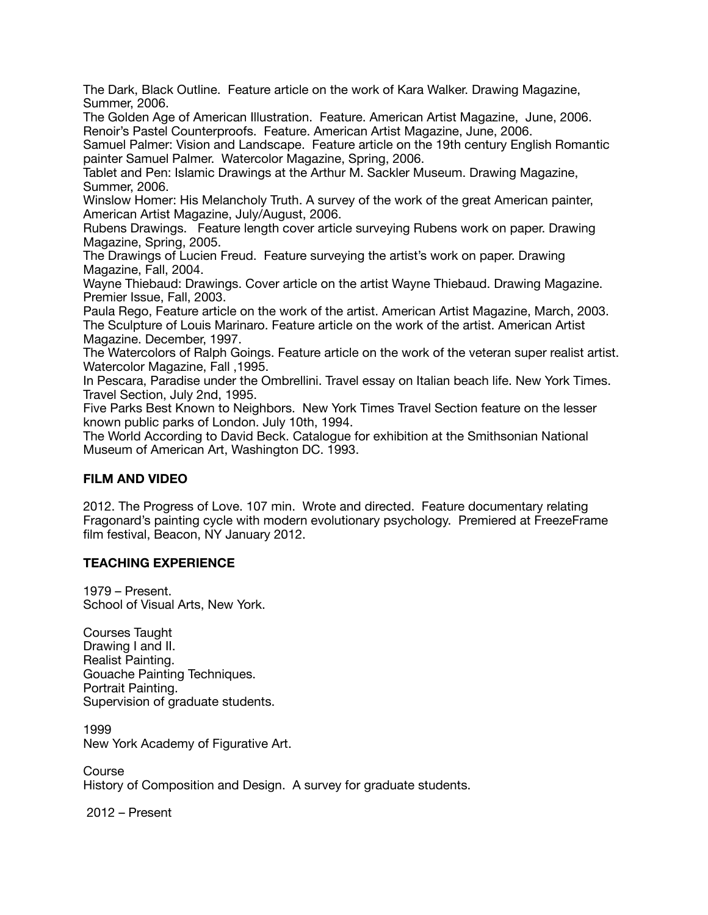The Dark, Black Outline. Feature article on the work of Kara Walker. Drawing Magazine, Summer, 2006.
The Golden Age of American Illustration. Feature. American Artist Magazine, June, 2006.
Renoir's Pastel Counterproofs. Feature. American Artist Magazine, June, 2006.
Samuel Palmer: Vision and Landscape. Feature article on the 19th century English Romantic painter Samuel Palmer. Watercolor Magazine, Spring, 2006.
Tablet and Pen: Islamic Drawings at the Arthur M. Sackler Museum. Drawing Magazine, Summer, 2006.
Winslow Homer: His Melancholy Truth. A survey of the work of the great American painter, American Artist Magazine, July/August, 2006.
Rubens Drawings. Feature length cover article surveying Rubens work on paper. Drawing Magazine, Spring, 2005.
The Drawings of Lucien Freud. Feature surveying the artist's work on paper. Drawing Magazine, Fall, 2004.
Wayne Thiebaud: Drawings. Cover article on the artist Wayne Thiebaud. Drawing Magazine. Premier Issue, Fall, 2003.
Paula Rego, Feature article on the work of the artist. American Artist Magazine, March, 2003.
The Sculpture of Louis Marinaro. Feature article on the work of the artist. American Artist Magazine. December, 1997.
The Watercolors of Ralph Goings. Feature article on the work of the veteran super realist artist. Watercolor Magazine, Fall ,1995.
In Pescara, Paradise under the Ombrellini. Travel essay on Italian beach life. New York Times. Travel Section, July 2nd, 1995.
Five Parks Best Known to Neighbors. New York Times Travel Section feature on the lesser known public parks of London. July 10th, 1994.
The World According to David Beck. Catalogue for exhibition at the Smithsonian National Museum of American Art, Washington DC. 1993.

**FILM AND VIDEO**

2012. The Progress of Love. 107 min. Wrote and directed. Feature documentary relating Fragonard's painting cycle with modern evolutionary psychology. Premiered at FreezeFrame film festival, Beacon, NY January 2012.

**TEACHING EXPERIENCE**

1979 – Present.
School of Visual Arts, New York.

Courses Taught
Drawing I and II.
Realist Painting.
Gouache Painting Techniques.
Portrait Painting.
Supervision of graduate students.

1999
New York Academy of Figurative Art.

Course
History of Composition and Design. A survey for graduate students.

2012 – Present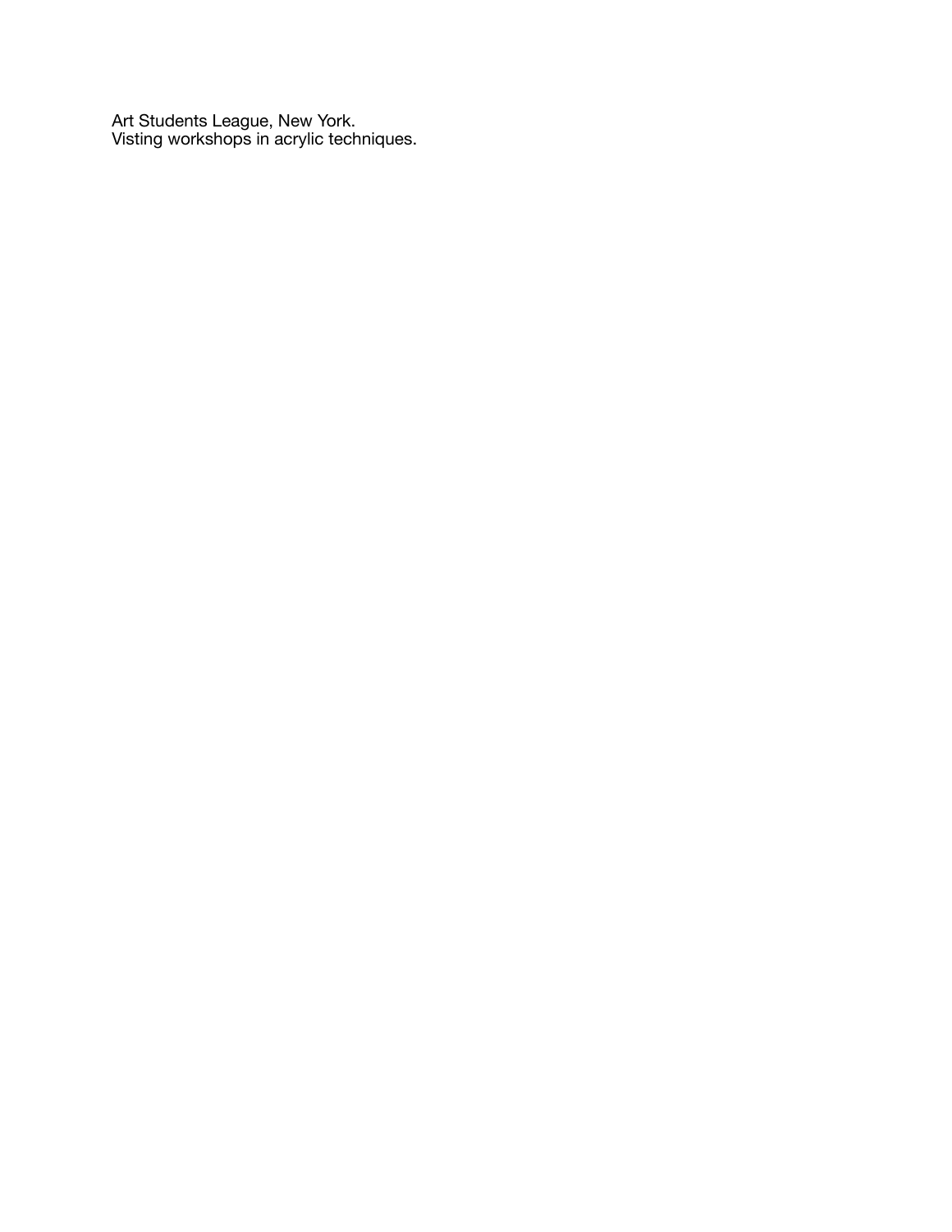Art Students League, New York.
Visting workshops in acrylic techniques.